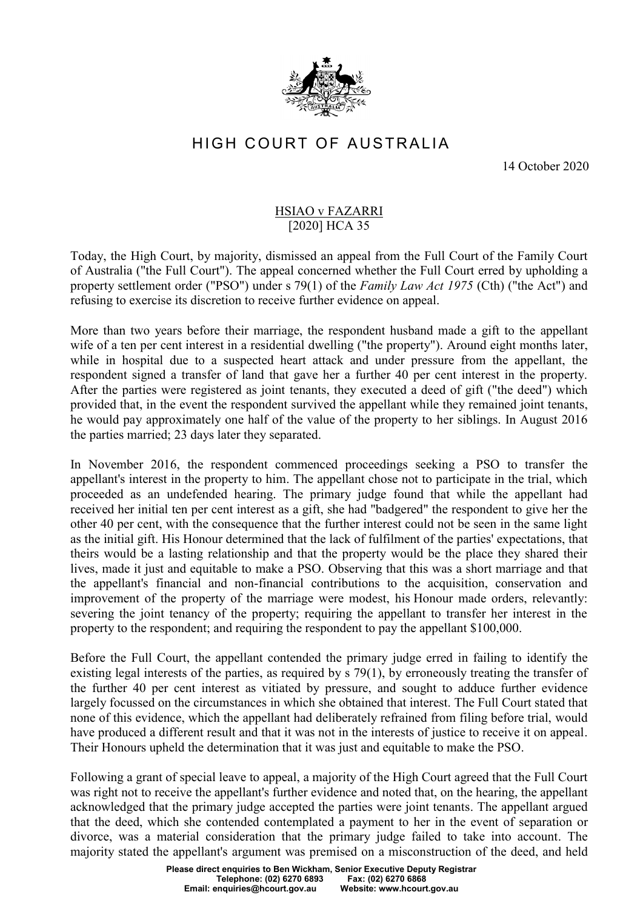# HIGH COURT OF AUSTRALIA

14 October 2020

## HSIAO v FAZARRI
[2020] HCA 35

Today, the High Court, by majority, dismissed an appeal from the Full Court of the Family Court of Australia ("the Full Court"). The appeal concerned whether the Full Court erred by upholding a property settlement order ("PSO") under s 79(1) of the *Family Law Act 1975* (Cth) ("the Act") and refusing to exercise its discretion to receive further evidence on appeal.

More than two years before their marriage, the respondent husband made a gift to the appellant wife of a ten per cent interest in a residential dwelling ("the property"). Around eight months later, while in hospital due to a suspected heart attack and under pressure from the appellant, the respondent signed a transfer of land that gave her a further 40 per cent interest in the property. After the parties were registered as joint tenants, they executed a deed of gift ("the deed") which provided that, in the event the respondent survived the appellant while they remained joint tenants, he would pay approximately one half of the value of the property to her siblings. In August 2016 the parties married; 23 days later they separated.

In November 2016, the respondent commenced proceedings seeking a PSO to transfer the appellant's interest in the property to him. The appellant chose not to participate in the trial, which proceeded as an undefended hearing. The primary judge found that while the appellant had received her initial ten per cent interest as a gift, she had "badgered" the respondent to give her the other 40 per cent, with the consequence that the further interest could not be seen in the same light as the initial gift. His Honour determined that the lack of fulfilment of the parties' expectations, that theirs would be a lasting relationship and that the property would be the place they shared their lives, made it just and equitable to make a PSO. Observing that this was a short marriage and that the appellant's financial and non-financial contributions to the acquisition, conservation and improvement of the property of the marriage were modest, his Honour made orders, relevantly: severing the joint tenancy of the property; requiring the appellant to transfer her interest in the property to the respondent; and requiring the respondent to pay the appellant $100,000.

Before the Full Court, the appellant contended the primary judge erred in failing to identify the existing legal interests of the parties, as required by s 79(1), by erroneously treating the transfer of the further 40 per cent interest as vitiated by pressure, and sought to adduce further evidence largely focussed on the circumstances in which she obtained that interest. The Full Court stated that none of this evidence, which the appellant had deliberately refrained from filing before trial, would have produced a different result and that it was not in the interests of justice to receive it on appeal. Their Honours upheld the determination that it was just and equitable to make the PSO.

Following a grant of special leave to appeal, a majority of the High Court agreed that the Full Court was right not to receive the appellant's further evidence and noted that, on the hearing, the appellant acknowledged that the primary judge accepted the parties were joint tenants. The appellant argued that the deed, which she contended contemplated a payment to her in the event of separation or divorce, was a material consideration that the primary judge failed to take into account. The majority stated the appellant's argument was premised on a misconstruction of the deed, and held

Please direct enquiries to Ben Wickham, Senior Executive Deputy Registrar
Telephone: (02) 6270 6893 Fax: (02) 6270 6868
Email: enquiries@hcourt.gov.au Website: www.hcourt.gov.au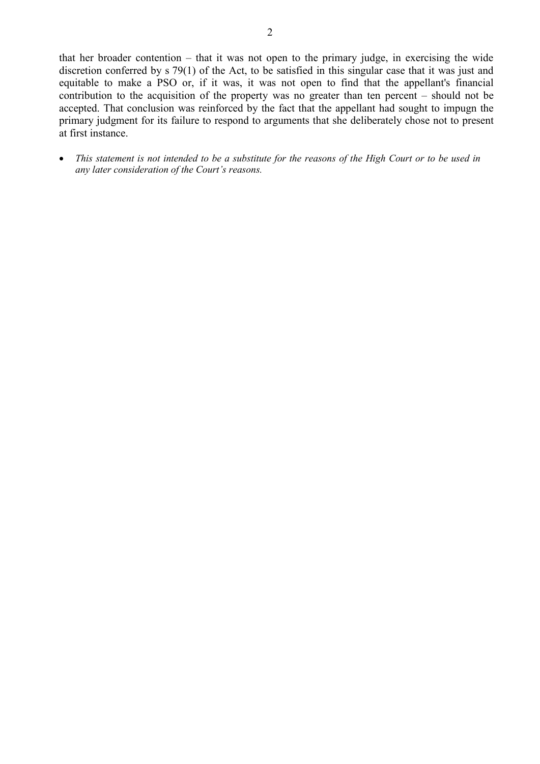that her broader contention – that it was not open to the primary judge, in exercising the wide discretion conferred by s 79(1) of the Act, to be satisfied in this singular case that it was just and equitable to make a PSO or, if it was, it was not open to find that the appellant's financial contribution to the acquisition of the property was no greater than ten percent – should not be accepted. That conclusion was reinforced by the fact that the appellant had sought to impugn the primary judgment for its failure to respond to arguments that she deliberately chose not to present at first instance.

- *This statement is not intended to be a substitute for the reasons of the High Court or to be used in any later consideration of the Court's reasons.*